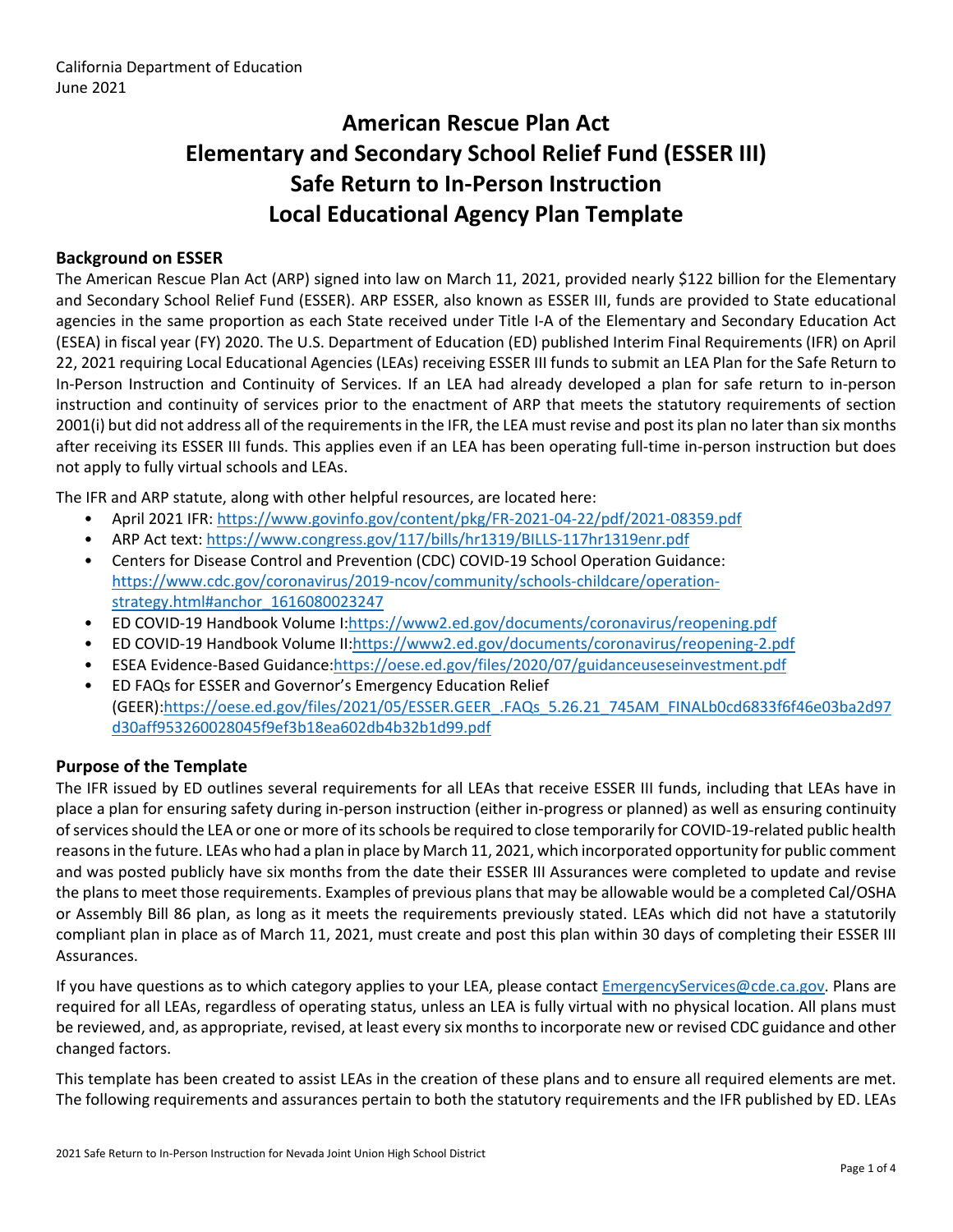California Department of Education
June 2021

# American Rescue Plan Act Elementary and Secondary School Relief Fund (ESSER III) Safe Return to In-Person Instruction Local Educational Agency Plan Template

## Background on ESSER

The American Rescue Plan Act (ARP) signed into law on March 11, 2021, provided nearly $122 billion for the Elementary and Secondary School Relief Fund (ESSER). ARP ESSER, also known as ESSER III, funds are provided to State educational agencies in the same proportion as each State received under Title I-A of the Elementary and Secondary Education Act (ESEA) in fiscal year (FY) 2020. The U.S. Department of Education (ED) published Interim Final Requirements (IFR) on April 22, 2021 requiring Local Educational Agencies (LEAs) receiving ESSER III funds to submit an LEA Plan for the Safe Return to In-Person Instruction and Continuity of Services. If an LEA had already developed a plan for safe return to in-person instruction and continuity of services prior to the enactment of ARP that meets the statutory requirements of section 2001(i) but did not address all of the requirements in the IFR, the LEA must revise and post its plan no later than six months after receiving its ESSER III funds. This applies even if an LEA has been operating full-time in-person instruction but does not apply to fully virtual schools and LEAs.

The IFR and ARP statute, along with other helpful resources, are located here:

- April 2021 IFR: https://www.govinfo.gov/content/pkg/FR-2021-04-22/pdf/2021-08359.pdf
- ARP Act text: https://www.congress.gov/117/bills/hr1319/BILLS-117hr1319enr.pdf
- Centers for Disease Control and Prevention (CDC) COVID-19 School Operation Guidance: https://www.cdc.gov/coronavirus/2019-ncov/community/schools-childcare/operation-strategy.html#anchor_1616080023247
- ED COVID-19 Handbook Volume I:https://www2.ed.gov/documents/coronavirus/reopening.pdf
- ED COVID-19 Handbook Volume II:https://www2.ed.gov/documents/coronavirus/reopening-2.pdf
- ESEA Evidence-Based Guidance:https://oese.ed.gov/files/2020/07/guidanceuseseinvestment.pdf
- ED FAQs for ESSER and Governor's Emergency Education Relief (GEER):https://oese.ed.gov/files/2021/05/ESSER.GEER_.FAQs_5.26.21_745AM_FINALb0cd6833f6f46e03ba2d97d30aff953260028045f9ef3b18ea602db4b32b1d99.pdf

## Purpose of the Template

The IFR issued by ED outlines several requirements for all LEAs that receive ESSER III funds, including that LEAs have in place a plan for ensuring safety during in-person instruction (either in-progress or planned) as well as ensuring continuity of services should the LEA or one or more of its schools be required to close temporarily for COVID-19-related public health reasons in the future. LEAs who had a plan in place by March 11, 2021, which incorporated opportunity for public comment and was posted publicly have six months from the date their ESSER III Assurances were completed to update and revise the plans to meet those requirements. Examples of previous plans that may be allowable would be a completed Cal/OSHA or Assembly Bill 86 plan, as long as it meets the requirements previously stated. LEAs which did not have a statutorily compliant plan in place as of March 11, 2021, must create and post this plan within 30 days of completing their ESSER III Assurances.

If you have questions as to which category applies to your LEA, please contact EmergencyServices@cde.ca.gov. Plans are required for all LEAs, regardless of operating status, unless an LEA is fully virtual with no physical location. All plans must be reviewed, and, as appropriate, revised, at least every six months to incorporate new or revised CDC guidance and other changed factors.

This template has been created to assist LEAs in the creation of these plans and to ensure all required elements are met. The following requirements and assurances pertain to both the statutory requirements and the IFR published by ED. LEAs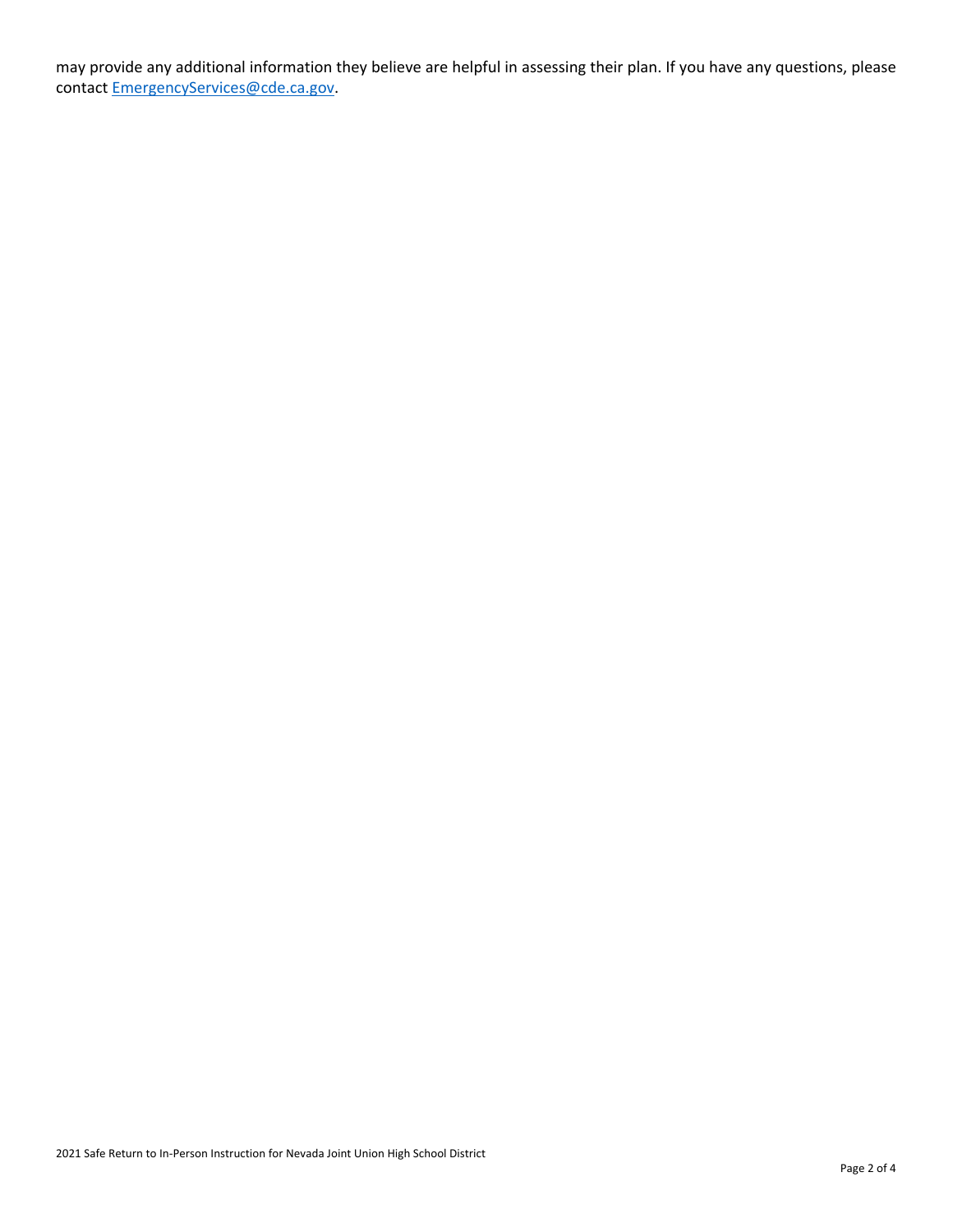may provide any additional information they believe are helpful in assessing their plan. If you have any questions, please contact [EmergencyServices@cde.ca.gov](mailto:EmergencyServices@cde.ca.gov).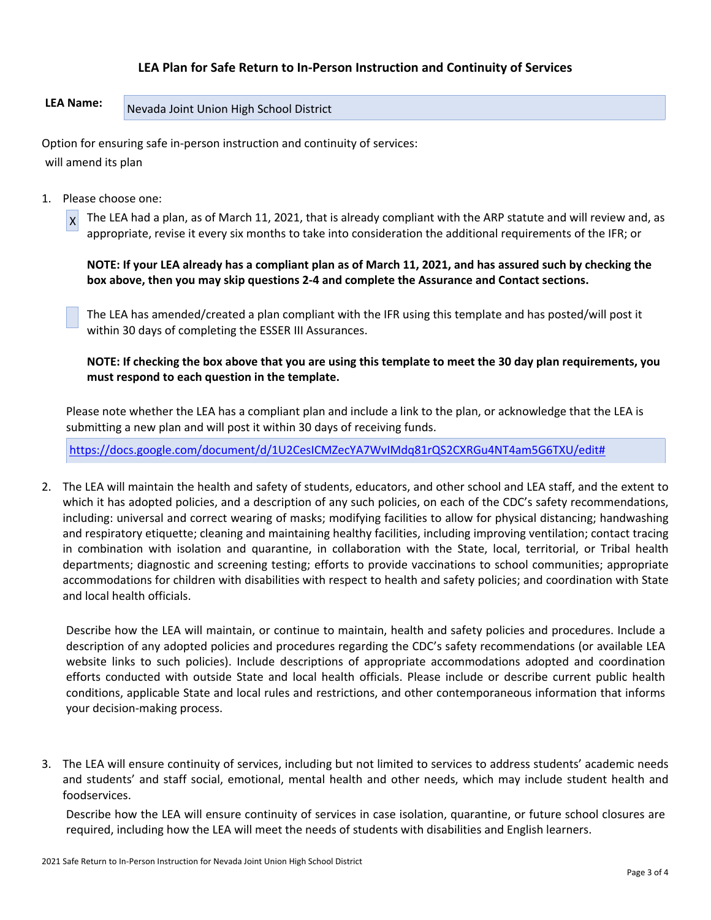## LEA Plan for Safe Return to In-Person Instruction and Continuity of Services

**LEA Name:** Nevada Joint Union High School District

Option for ensuring safe in-person instruction and continuity of services:

will amend its plan

1. Please choose one:

   [X] The LEA had a plan, as of March 11, 2021, that is already compliant with the ARP statute and will review and, as appropriate, revise it every six months to take into consideration the additional requirements of the IFR; or

   **NOTE: If your LEA already has a compliant plan as of March 11, 2021, and has assured such by checking the box above, then you may skip questions 2-4 and complete the Assurance and Contact sections.**

   [ ] The LEA has amended/created a plan compliant with the IFR using this template and has posted/will post it within 30 days of completing the ESSER III Assurances.

   **NOTE: If checking the box above that you are using this template to meet the 30 day plan requirements, you must respond to each question in the template.**

   Please note whether the LEA has a compliant plan and include a link to the plan, or acknowledge that the LEA is submitting a new plan and will post it within 30 days of receiving funds.

   https://docs.google.com/document/d/1U2CesICMZecYA7WvIMdq81rQS2CXRGu4NT4am5G6TXU/edit#

2. The LEA will maintain the health and safety of students, educators, and other school and LEA staff, and the extent to which it has adopted policies, and a description of any such policies, on each of the CDC's safety recommendations, including: universal and correct wearing of masks; modifying facilities to allow for physical distancing; handwashing and respiratory etiquette; cleaning and maintaining healthy facilities, including improving ventilation; contact tracing in combination with isolation and quarantine, in collaboration with the State, local, territorial, or Tribal health departments; diagnostic and screening testing; efforts to provide vaccinations to school communities; appropriate accommodations for children with disabilities with respect to health and safety policies; and coordination with State and local health officials.

   Describe how the LEA will maintain, or continue to maintain, health and safety policies and procedures. Include a description of any adopted policies and procedures regarding the CDC's safety recommendations (or available LEA website links to such policies). Include descriptions of appropriate accommodations adopted and coordination efforts conducted with outside State and local health officials. Please include or describe current public health conditions, applicable State and local rules and restrictions, and other contemporaneous information that informs your decision-making process.

3. The LEA will ensure continuity of services, including but not limited to services to address students' academic needs and students' and staff social, emotional, mental health and other needs, which may include student health and foodservices.

   Describe how the LEA will ensure continuity of services in case isolation, quarantine, or future school closures are required, including how the LEA will meet the needs of students with disabilities and English learners.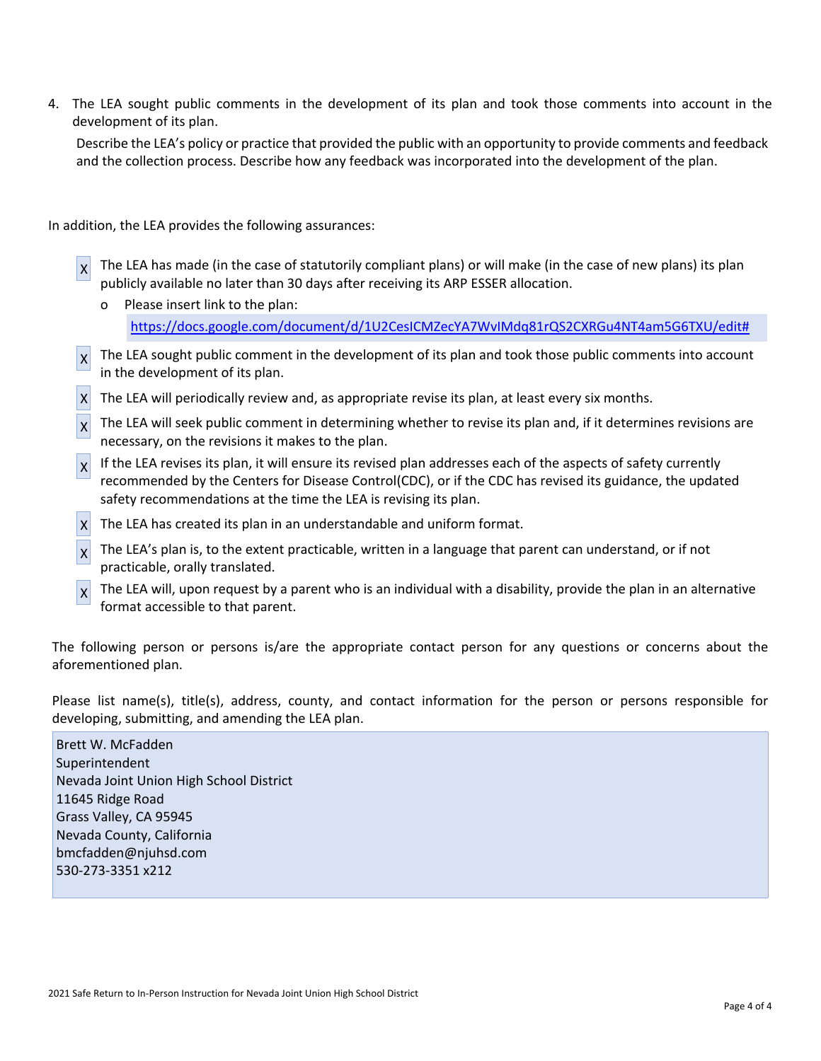4. The LEA sought public comments in the development of its plan and took those comments into account in the development of its plan.

   Describe the LEA's policy or practice that provided the public with an opportunity to provide comments and feedback and the collection process. Describe how any feedback was incorporated into the development of the plan.

In addition, the LEA provides the following assurances:

- X The LEA has made (in the case of statutorily compliant plans) or will make (in the case of new plans) its plan publicly available no later than 30 days after receiving its ARP ESSER allocation.
  - Please insert link to the plan: https://docs.google.com/document/d/1U2CesICMZecYA7WvIMdq81rQS2CXRGu4NT4am5G6TXU/edit#
- X The LEA sought public comment in the development of its plan and took those public comments into account in the development of its plan.
- X The LEA will periodically review and, as appropriate revise its plan, at least every six months.
- X The LEA will seek public comment in determining whether to revise its plan and, if it determines revisions are necessary, on the revisions it makes to the plan.
- X If the LEA revises its plan, it will ensure its revised plan addresses each of the aspects of safety currently recommended by the Centers for Disease Control(CDC), or if the CDC has revised its guidance, the updated safety recommendations at the time the LEA is revising its plan.
- X The LEA has created its plan in an understandable and uniform format.
- X The LEA's plan is, to the extent practicable, written in a language that parent can understand, or if not practicable, orally translated.
- X The LEA will, upon request by a parent who is an individual with a disability, provide the plan in an alternative format accessible to that parent.

The following person or persons is/are the appropriate contact person for any questions or concerns about the aforementioned plan.

Please list name(s), title(s), address, county, and contact information for the person or persons responsible for developing, submitting, and amending the LEA plan.

Brett W. McFadden
Superintendent
Nevada Joint Union High School District
11645 Ridge Road
Grass Valley, CA 95945
Nevada County, California
bmcfadden@njuhsd.com
530-273-3351 x212